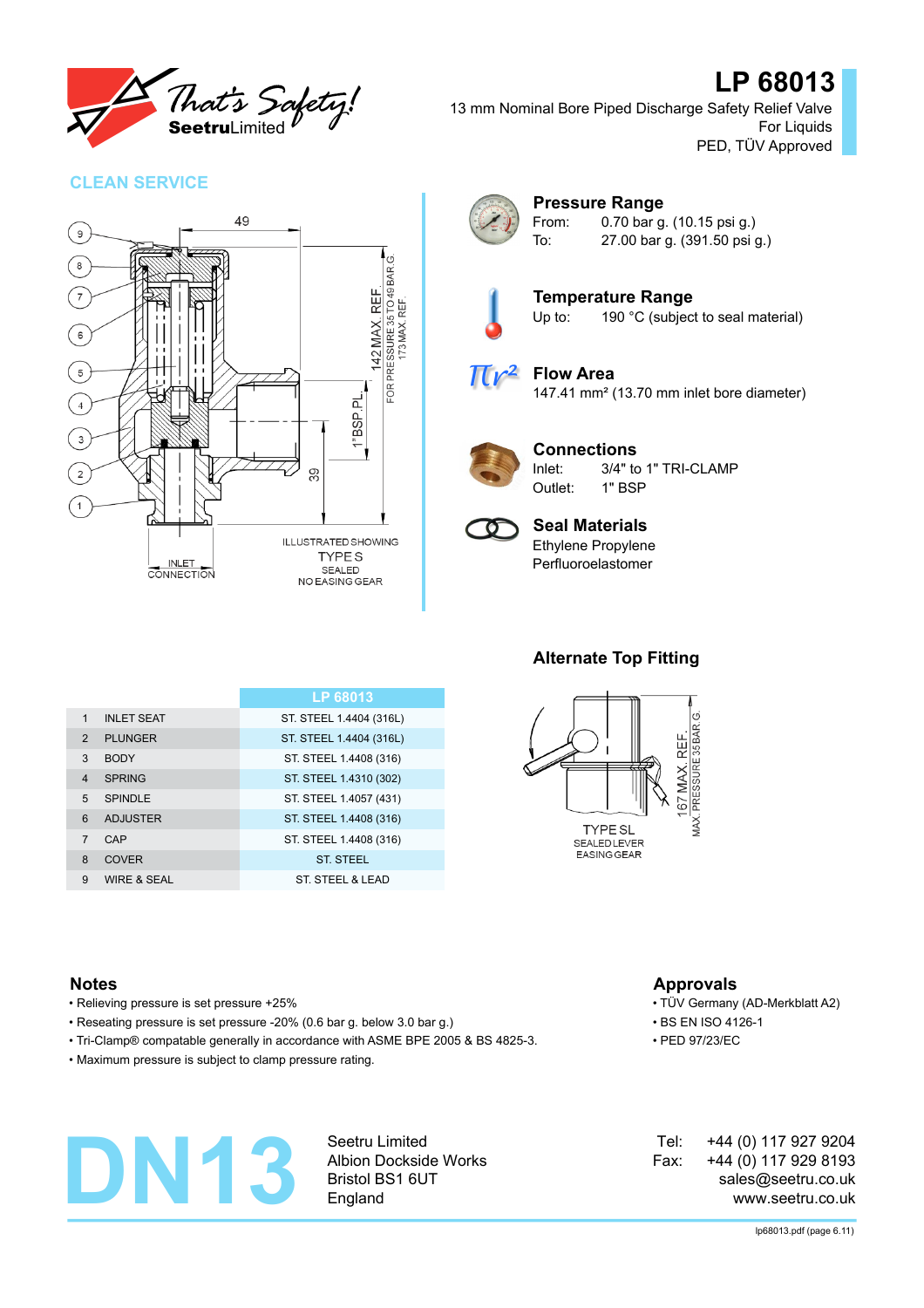# LP 68013

13 mm Nominal Bore Piped Discharge Safety Relief Valve
For Liquids
PED, TÜV Approved

## CLEAN SERVICE

ILLUSTRATED SHOWING
TYPE S
SEALED
NO EASING GEAR

### Pressure Range

From: 0.70 bar g. (10.15 psi g.)
To: 27.00 bar g. (391.50 psi g.)

### Temperature Range

Up to: 190 °C (subject to seal material)

### Flow Area

147.41 mm² (13.70 mm inlet bore diameter)

### Connections

Inlet: 3/4" to 1" TRI-CLAMP
Outlet: 1" BSP

### Seal Materials

Ethylene Propylene
Perfluoroelastomer

### Alternate Top Fitting

TYPE SL
SEALED LEVER
EASING GEAR

| | | LP 68013 |
|---|---|---|
| 1 | INLET SEAT | ST. STEEL 1.4404 (316L) |
| 2 | PLUNGER | ST. STEEL 1.4404 (316L) |
| 3 | BODY | ST. STEEL 1.4408 (316) |
| 4 | SPRING | ST. STEEL 1.4310 (302) |
| 5 | SPINDLE | ST. STEEL 1.4057 (431) |
| 6 | ADJUSTER | ST. STEEL 1.4408 (316) |
| 7 | CAP | ST. STEEL 1.4408 (316) |
| 8 | COVER | ST. STEEL |
| 9 | WIRE & SEAL | ST. STEEL & LEAD |

## Notes

- Relieving pressure is set pressure +25%
- Reseating pressure is set pressure -20% (0.6 bar g. below 3.0 bar g.)
- Tri-Clamp® compatable generally in accordance with ASME BPE 2005 & BS 4825-3.
- Maximum pressure is subject to clamp pressure rating.

## Approvals

- TÜV Germany (AD-Merkblatt A2)
- BS EN ISO 4126-1
- PED 97/23/EC

# DN13

Seetru Limited
Albion Dockside Works
Bristol BS1 6UT
England

Tel: +44 (0) 117 927 9204
Fax: +44 (0) 117 929 8193
sales@seetru.co.uk
www.seetru.co.uk

lp68013.pdf (page 6.11)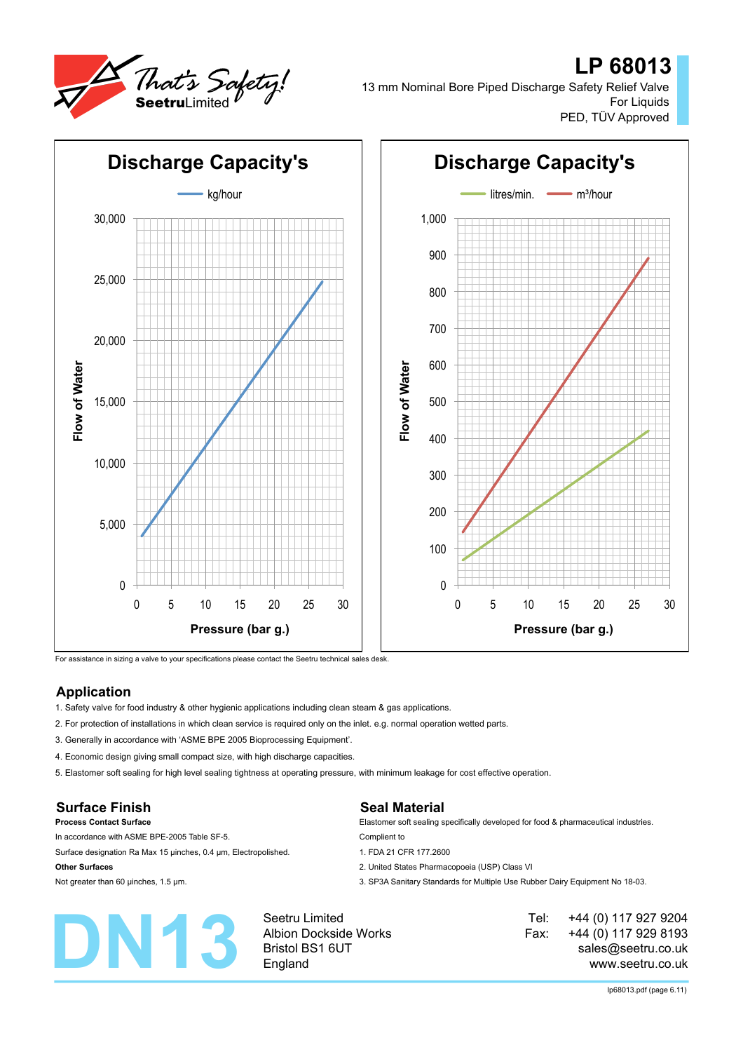That's Safety! SeetruLimited

# LP 68013

13 mm Nominal Bore Piped Discharge Safety Relief Valve
For Liquids
PED, TÜV Approved

## Discharge Capacity's

kg/hour

Flow of Water

30,000
25,000
20,000
15,000
10,000
5,000
0

0 5 10 15 20 25 30

Pressure (bar g.)

## Discharge Capacity's

litres/min. m³/hour

Flow of Water

1,000
900
800
700
600
500
400
300
200
100
0

0 5 10 15 20 25 30

Pressure (bar g.)

For assistance in sizing a valve to your specifications please contact the Seetru technical sales desk.

## Application

1. Safety valve for food industry & other hygienic applications including clean steam & gas applications.
2. For protection of installations in which clean service is required only on the inlet. e.g. normal operation wetted parts.
3. Generally in accordance with 'ASME BPE 2005 Bioprocessing Equipment'.
4. Economic design giving small compact size, with high discharge capacities.
5. Elastomer soft sealing for high level sealing tightness at operating pressure, with minimum leakage for cost effective operation.

## Surface Finish

**Process Contact Surface**

In accordance with ASME BPE-2005 Table SF-5.

Surface designation Ra Max 15 µinches, 0.4 µm, Electropolished.

**Other Surfaces**

Not greater than 60 µinches, 1.5 µm.

## Seal Material

Elastomer soft sealing specifically developed for food & pharmaceutical industries.

Complient to

1. FDA 21 CFR 177.2600
2. United States Pharmacopoeia (USP) Class VI
3. SP3A Sanitary Standards for Multiple Use Rubber Dairy Equipment No 18-03.

DN13

Seetru Limited
Albion Dockside Works
Bristol BS1 6UT
England

Tel: +44 (0) 117 927 9204
Fax: +44 (0) 117 929 8193
sales@seetru.co.uk
www.seetru.co.uk

lp68013.pdf (page 6.11)